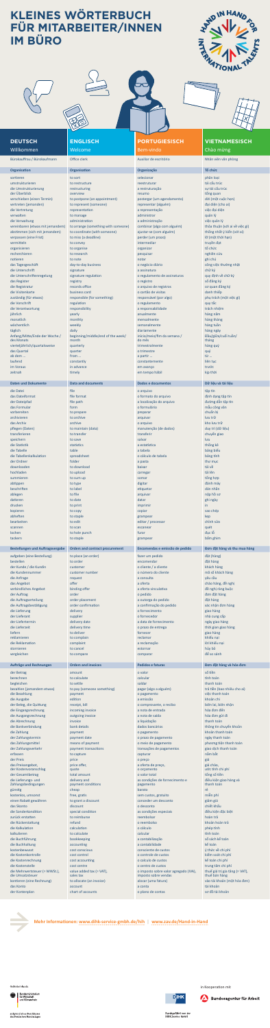# KLEINES WÖRTERBUCH FÜR MITARBEITER/INNEN IM BÜRO

| DEUTSCH | ENGLISCH | PORTUGIESISCH | VIETNAMESISCH |
|---|---|---|---|
| Willkommen | Welcome | Bem-vindo | Chào mừng |
| Bürokauffrau / Bürokaufmann | Office clerk | Auxiliar de escritório | Nhân viên văn phòng |
| **Organisation** | **Organisation** | **Organização** | **Tổ chức** |
| sortieren | to sort | selecionar | phân loại |
| umstrukturieren | to restructure | reestruturar | tái cấu trúc |
| die Umstrukturierung | restructuring | a restruturação | sự tái cấu trúc |
| der Überblick | overview | resumo | tổng quan |
| verschieben (einen Termin) | to postpone (an appointment) | postergar (um agendamento) | dời (một cuộc hẹn) |
| vertreten (jemanden) | to represent (someone) | representar (alguém) | đại diện (cho ai) |
| die Vertretung | representation | a representação | việc đại diện |
| verwalten | to manage | administrar | quản lý |
| die Verwaltung | administration | a administração | việc quản lý |
| vereinbaren (etwas mit jemandem) | to arrange (something with someone) | combinar (algo com alguém) | thỏa thuận (với ai về việc gì) |
| abstimmen (sich mit jemandem) | to coordinate (with someone) | ajustar-se (com alguém) | thống nhất ý kiến (với ai) |
| verpassen (eine Frist) | to miss (a deadline) | perder (um prazo) | lỡ (một thời hạn) |
| vermitteln | to convey | intermediar | truyền đạt |
| organisieren | to organise | organizar | tổ chức |
| recherchieren | to research | pesquisar | nghiên cứu |
| notieren | to note | notar | ghi chú |
| das Tagesgeschäft | day-to-day business | o negócio diário | công việc thường nhật |
| die Unterschrift | signature | a assinatura | chữ ký |
| die Unterschriftenmappe | signature regulation | o regulamento de assinaturas | quy định về chữ ký |
| das Register | registry | o registro | sổ đăng ký |
| die Registratur | records office | o arquivo de registros | cơ quan đăng ký |
| die Visitenkarte | business card | o cartão de visitas | danh thiếp |
| zuständig (für etwas) | responsible (for something) | responsável (por algo) | phụ trách (một việc gì) |
| die Vorschrift | regulation | o regulamento | quy tắc |
| die Verantwortung | responsibility | a responsabilidade | trách nhiệm |
| jährlich | yearly | anualmente | hàng năm |
| monatlich | monthly | mensalmente | hàng tháng |
| wöchentlich | weekly | semanalmente | hàng tuần |
| täglich | daily | diariamente | hàng ngày |
| Anfang/Mitte/Ende der Woche / des Monats | beginning/middle/end of the week/ month | início/meio/fim da semana / do mês | đầu/giữa/cuối tuần/ tháng |
| vierteljährlich/quartalsweise | quarterly | trimestralmente | hàng quý |
| das Quartal | quarter | o trimestre | quý |
| ab dem ... | from ... | a partir ... | từ ... |
| laufend | constantly | constantemente | liên tục |
| im Voraus | in advance | em avanço | trước |
| zeitnah | timely | em tempo hábil | kịp thời |
| **Dateien und Dokumente** | **Data and documents** | **Dados e documentos** | **Dữ liệu và tài liệu** |
| die Datei | file | o arquivo | tập tin |
| das Dateiformat | file format | o formato do arquivo | định dạng tập tin |
| der Dateipfad | file path | a localização do arquivo | đường dẫn tập tin |
| das Formular | form | o formulário | mẫu công văn |
| vorbereiten | to prepare | preparar | chuẩn bị |
| archivieren | to archive | arquivar | lưu trữ |
| das Archiv | archive | o arquivo | kho lưu trữ |
| pflegen (Daten) | to maintain (data) | manutenção (de dados) | duy trì (dữ liệu) |
| transferieren | to transfer | transferir | chuyển giao |
| speichern | to save | salvar | lưu |
| die Statistik | statistics | a estatística | thống kê |
| die Tabelle | table | a tabela | bảng biểu |
| die Tabellenkalkulation | spreadsheet | o cálculo de tabela | bảng tính |
| der Ordner | folder | a pasta | thư mục |
| downloaden | to download | baixar | tải về |
| hochladen | to upload | carregar | tải lên |
| summieren | to sum up | somar | tổng hợp |
| abtippen | to type | digitar | đánh máy |
| beschriften | to label | etiquetar | dán nhãn |
| ablegen | to file | arquivar | nộp hồ sơ |
| datieren | to date | datar | ghi ngày |
| drucken | to print | imprimir | in |
| kopieren | to copy | copiar | sao chép |
| abheften | to staple | grampear | kẹp |
| bearbeiten | to edit | editar / processar | chỉnh sửa |
| scannen | to scan | escanear | quét |
| lochen | to hole punch | furar | đục lỗ |
| tackern | to staple | grampear | bấm ghim |
| **Bestellungen und Auftragsvergabe** | **Orders and contract procurement** | **Encomendas e emissão de pedido** | **Đơn đặt hàng và thu mua hàng** |
| aufgeben (eine Bestellung) | to place (an order) | fazer um pedido | đặt (hàng) |
| bestellen | to order | encomendar | đặt hàng |
| der Kunde / die Kundin | customer | o cliente / a cliente | khách hàng |
| die Kundennummer | customer number | o número do cliente | mã số khách hàng |
| die Anfrage | request | a consulta | yêu cầu |
| das Angebot | offer | a oferta | chào hàng, đề nghị |
| verbindliches Angebot | binding offer | a oferta vinculativa | đề nghị ràng buộc |
| der Auftrag | order | o pedido | đơn đặt hàng |
| die Auftragserteilung | order placement | a outorga do pedido | đặt hàng |
| die Auftragsbestätigung | order confirmation | a confirmação do pedido | xác nhận đơn hàng |
| die Lieferung | delivery | o fornecimento | giao hàng |
| der Lieferant | supplier | o fornecedor | nhà cung cấp |
| der Liefertermin | delivery date | a data de fornecimento | ngày giao hàng |
| die Lieferzeit | delivery time | o prazo de entrega | thời gian giao hàng |
| liefern | to deliver | fornecer | giao hàng |
| reklamieren | to complain | reclamar | khiếu nại |
| die Reklamation | complaint | a reclamação | lời khiếu nại |
| stornieren | to cancel | estornar | hủy bỏ |
| vergleichen | to compare | comparar | đề so sánh |
| **Aufträge und Rechnungen** | **Orders and invoices** | **Pedidos e faturas** | **Đơn đặt hàng và hóa đơn** |
| der Betrag | amount | o valor | số tiền |
| berechnen | to calculate | calcular | tính toán |
| begleichen | to settle | saldar | thanh toán |
| bezahlen (jemandem etwas) | to pay (someone something) | pagar (algo a alguém) | trả tiền (bao nhiêu cho ai) |
| die Bezahlung | payment | o pagamento | việc thanh toán |
| die Ausgabe | edition | a emissão | khoản chi |
| der Beleg, die Quittung | receipt, bill | o comprovante, o recibo | biên lai, biên nhận |
| die Eingangsrechnung | incoming invoice | a nota de entrada | hóa đơn đến |
| die Ausgangsrechnung | outgoing invoice | a nota de saída | hóa đơn gửi đi |
| die Abrechnung | invoice | a liquidação | thanh toán |
| die Bankverbindung | bank details | dados bancários | thông tin chuyển khoản |
| die Zahlung | payment | o pagamento | khoản thanh toán |
| der Zahlungstermin | payment date | o prazo de pagamento | ngày thanh toán |
| das Zahlungsmittel | means of payment | o meio de pagamento | phương tiện thanh toán |
| der Zahlungsverkehr | payment transactions | transações de pagamentos | giao dịch thanh toán |
| erfassen | to capture | capturar | nắm bắt |
| der Preis | price | o preço | giá |
| das Preisangebot, der Kostenvoranschlag | price offer, quote | a oferta de preço, o orçamento | giá chào, ước tính chi phí |
| die Gesamtleistung | total amount | o valor total | tổng số tiền |
| die Lieferungs- und Zahlungsbedingungen | delivery and payment conditions | as condições de fornecimento e pagamento | điều kiện giao hàng và thanh toán |
| günstig | cheap | barato | rẻ |
| kostenlos, umsonst | free, gratis | sem custos, gratuito | miễn phí |
| einen Rabatt gewähren | to grant a discount | conceder um desconto | giảm giá |
| das Skonto | discount | o desconto | chiết khấu |
| die Sonderkondition | special condition | as condições especiais | điều kiện đặc biệt |
| zurück erstatten | to reimburse | reembolsar | hoàn trả |
| die Rückerstattung | refund | o reembolso | khoản hoàn trả |
| die Kalkulation | calculation | o cálculo | phép tính |
| kalkulieren | to calculate | calcular | tính toán |
| die Buchführung | bookkeeping | a contabilização | sổ sách kế toán |
| die Buchhaltung | accounting | a contabilidade | kế toán |
| kostenbewusst | cost conscious | consciente de custos | ý thức về chi phí |
| die Kostenkontrolle | cost control | o controle de custos | kiểm soát chi phí |
| die Kostenrechnung | cost accounting | o cálculo de custos | kế toán chi phí |
| die Kostenstelle | cost centre | o centro de custos | trung tâm chi phí |
| die Mehrwertsteuer (= MWSt.), die Umsatzsteuer | value added tax (= VAT), sales tax | o imposto sobre valor agregado (IVA), imposto sobre vendas | thuế giá trị gia tăng (= VAT), thuế bán hàng |
| kontieren (eine Rechnung) | to allocate (an invoice) | alocar (uma fatura) | vào tài khoản (một hóa đơn) |
| das Konto | account | a conta | tài khoản |
| der Kontenplan | chart of accounts | o plano de contas | sơ đồ tài khoản |

**Mehr Informationen: www.dihk-service-gmbh.de/hih | www.zav.de/Hand-in-Hand**

Gefördert durch: Bundesministerium für Wirtschaft und Klimaschutz aufgrund eines Beschlusses des Deutschen Bundestages

DIHK — Durchgeführt von der DIHK Service GmbH

In Kooperation mit: Bundesagentur für Arbeit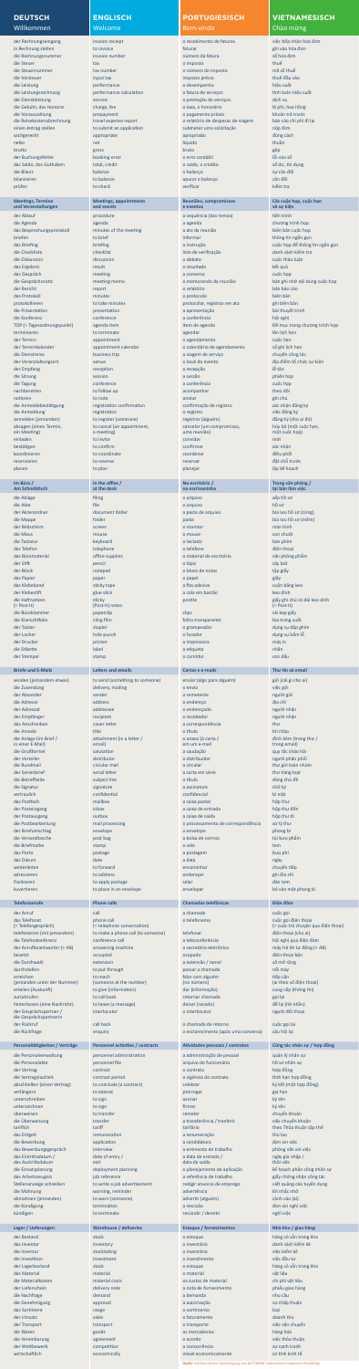| DEUTSCH | ENGLISCH | PORTUGIESISCH | VIETNAMESISCH |
|---|---|---|---|
| Willkommen | Welcome | Bem-vindo | Chào mừng |
| der Rechnungseingang | invoice receipt | o recebimento de faturas | việc tiếp nhận hóa đơn |
| in Rechnung stellen | to invoice | faturar | gửi hóa đơn |
| die Rechnungsnummer | invoice number | número da fatura | số hóa đơn |
| die Steuer | tax | o imposto | thuế |
| die Steuernummer | tax number | o número de imposto | mã số thuế |
| die Vorsteuer | input tax | imposto prévio | thuế đầu vào |
| die Leistung | performance | o desempenho | hiệu suất |
| die Leistungsrechnung | performance calculation | a fatura de serviços | tính toán hiệu suất |
| die Dienstleistung | service | a prestação de serviços | dịch vụ |
| die Gebühr, das Honorar | charge, fee | a taxa, o honorário | lệ phí, học hồng |
| die Vorauszahlung | prepayment | o pagamento prévio | khoản trả trước |
| die Reisekostenabrechnung | travel expense report | o relatório de despesas de viagem | báo cáo chi phí đi lại |
| einen Antrag stellen | to submit an application | submeter uma solicitação | nộp đơn |
| sachgerecht | appropriate | apropriado | đúng cách |
| netto | net | líquido | thuần |
| brutto | gross | bruto | gộp |
| der Buchungsfehler | booking error | o erro contábil | lỗi vào sổ |
| der Saldo, das Guthaben | total, credit | o saldo, o crédito | số dư, tín dụng |
| die Bilanz | balance | o balanço | sự cân đối |
| bilanzieren | to balance | apurar o balanço | cân đối |
| prüfen | to check | verificar | kiểm tra |
| **Meetings, Termine und Veranstaltungen** | **Meetings, appointments and events** | **Reuniões, compromissos e eventos** | **Các cuộc họp, cuộc hẹn và sự kiện** |
| der Ablauf | procedure | a sequência (dos temas) | tiến trình |
| die Agenda | agenda | a agenda | chương trình họp |
| das Besprechungsprotokoll | minutes of the meeting | a ata da reunião | biên bản cuộc họp |
| briefen | to brief | informar | thông tin ngắn gọn |
| das Briefing | briefing | a instrução | cuộc họp để thông tin ngắn gọn |
| die Checkliste | checklist | lista de verificação | danh sách kiểm tra |
| die Diskussion | discussion | o debate | cuộc thảo luận |
| das Ergebnis | result | o resultado | kết quả |
| das Gespräch | meeting | a conversa | cuộc họp |
| die Gesprächsnotiz | meeting memo | o memorando da reunião | bản ghi nhớ nội dung cuộc họp |
| der Bericht | report | o relatório | bản báo cáo |
| das Protokoll | minutes | o protocolo | biên bản |
| protokollieren | to take minutes | protocolar, registrar em ata | ghi biên bản |
| die Präsentation | presentation | a apresentação | bài thuyết trình |
| die Konferenz | conference | a conferência | hội nghị |
| TOP (= Tagesordnungspunkt) | agenda item | item de agenda | Đề mục trong chương trình họp |
| terminieren | to terminate | agendar | lên lịch hẹn |
| der Termin | appointment | o agendamento | cuộc hẹn |
| der Terminkalender | appointment calendar | o calendário de agendamento | sổ ghi lịch hẹn |
| die Dienstreise | business trip | a viagem de serviço | chuyến công tác |
| der Veranstaltungsort | venue | o local do evento | địa điểm tổ chức sự kiện |
| der Empfang | reception | a recepção | lễ tân |
| die Sitzung | session | a sessão | phiên họp |
| die Tagung | conference | a conferência | cuộc họp |
| nachbereiten | to follow up | acompanhar | theo dõi |
| notieren | to note | anotar | ghi chú |
| die Anmeldebestätigung | registration confirmation | a confirmação de registro | xác nhận đăng ký |
| die Anmeldung | registration | o registro | việc đăng ký |
| anmelden (jemanden) | to register (someone) | registrar (alguém) | đăng ký (cho ai đó) |
| absagen (einen Termin, ein Meeting) | to cancel (an appointment, a meeting) | cancelar (um compromisso, uma reunião) | hủy bỏ (một cuộc hẹn, một cuộc họp) |
| einladen | to invite | convidar | mời |
| bestätigen | to confirm | confirmar | xác nhận |
| koordinieren | to coordinate | coordenar | điều phối |
| reservieren | to reserve | reservar | đặt chỗ trước |
| planen | to plan | planejar | lập kế hoạch |
| **Im Büro / Am Schreibtisch** | **In the office / at the desk** | **No escritório / na escrivaninha** | **Trong văn phòng / tại bàn làm việc** |
| die Ablage | filing | o arquivo | sắp hồ sơ |
| die Akte | file | o arquivo | hồ sơ |
| der Aktenordner | document folder | a pasta de arquivo | bìa lưu hồ sơ (cứng) |
| die Mappe | folder | pasta | bìa lưu hồ sơ (mềm) |
| der Bildschirm | screen | o monitor | màn hình |
| die Maus | mouse | o mouse | con chuột |
| die Tastatur | keyboard | o teclado | bàn phím |
| das Telefon | telephone | o telefone | điện thoại |
| der Büromaterial | office supplies | o material de escritório | văn phòng phẩm |
| der Stift | pencil | o lápis | cây bút |
| der Block | notepad | o bloco de notas | tập giấy |
| das Papier | paper | o papel | giấy |
| das Klebeband | sticky tape | a fita adesiva | cuộn băng keo |
| der Klebestift | glue stick | a cola em bastão | keo dính |
| die Haftnotizen (= Post-It) | sticky (Post-It) notes | postite | giấy ghi chú có dải keo dính (= Post-It) |
| die Büroklammer | paperclip | clips | cái kẹp giấy |
| die Klarsichthüle | cling film | folha transparente | bìa trong suốt |
| der Tacker | stapler | o grampeador | dụng cụ dập ghim |
| der Locher | hole punch | o furador | dụng cụ bấm lỗ |
| der Drucker | printer | a impressora | máy in |
| die Etikette | label | a etiqueta | nhãn |
| der Stempel | stamp | o carimbo | con dấu |
| **Briefe und E-Mails** | **Letters and emails** | **Cartas e e-mails** | **Thư tín và email** |
| senden (jemandem etwas) | to send (something to someone) | enviar (algo para alguém) | gửi (cái gì cho ai) |
| die Zustellung | delivery, mailing | o envio | việc gửi |
| der Absender | sender | o remetente | người gửi |
| die Adresse | address | o endereço | địa chỉ |
| der Adressat | addressee | o endereçado | người nhận |
| der Empfänger | recipient | o recebedor | người nhận |
| das Anschreiben | cover letter | a correspondência | thư |
| die Anrede | title | o título | lời chào |
| die Anlage (im Brief / in einer E-Mail) | attachment (in a letter / email) | o anexo (à carta / em um e-mail) | đính kèm (trong thư / trong email) |
| die Grußformel | salutation | a saudação | quy tắc chào hỏi |
| der Verteiler | distributor | o distribuidor | người phân phối |
| der Rundmail | circular mail | a circular | thư gửi toàn nhóm |
| der Serienbrief | serial letter | a carta em série | thư hàng loạt |
| die Betreffzeile | subject line | o título | dòng chủ đề |
| die Signatur | signature | a assinatura | chữ ký |
| vertraulich | confidential | confidencial | bí mật |
| das Postfach | mailbox | a caixa postal | hộp thư |
| der Posteingang | inbox | a caixa de entrada | hộp thư đến |
| der Postausgang | outbox | a caixa de saída | hộp thư đi |
| die Postbearbeitung | mail processing | o processamento de correspondência | xử lý thư |
| der Briefumschlag | envelope | o envelope | phong bì |
| der Versandtasche | post bag | a bolsa de correio | túi bưu phẩm |
| die Briefmarke | stamp | o selo | tem |
| das Porto | postage | a postagem | bưu phí |
| das Datum | date | a data | ngày |
| weiterleiten | to forward | encaminhar | chuyển tiếp |
| adressieren | to address | endereçar | ghi địa chỉ |
| frankieren | to apply postage | selar | dán tem |
| kuvertieren | to place in an envelope | envelopar | bỏ vào một phong bì |
| **Telefonanrufe** | **Phone calls** | **Chamadas telefônicas** | **Điện đàm** |
| der Anruf | call | a chamada | cuộc gọi |
| das Telefonat (= Telefongespräch) | phone call (= telephone conversation) | o telefonema | cuộc gọi điện thoại (= cuộc trò chuyện qua điện thoại) |
| telefonieren (mit jemandem) | to make a phone call (to someone) | telefonar | điện thoại (cho ai) |
| die Telefonkonferenz | conference call | a teleconferência | hội nghị qua điện thoại |
| der Anrufbeantworter (= AB) | answering machine | a secretária eletrônica | máy trả lời tự động (= AB) |
| besetzt | occupied | ocupado | điện thoại bận |
| die Durchwahl | extension | a extensão / ramal | số nội dung |
| durchstellen | to put through | passar a chamada | nối máy |
| erreichen (jemanden unter der Nummer) | to reach (someone at the number) | falar com alguém (no número) | tiếp cận (ai theo số điện thoại) |
| erteilen (Auskunft) | to give (information) | dar (informação) | cung cấp (thông tin) |
| zurückrufen | to call back | retornar chamada | gọi lại |
| hinterlassen (eine Nachricht) | to leave (a message) | deixar (recado) | để lại (lời nhắn) |
| der Gesprächspartner / die Gesprächspartnerin | interlocutor | o interlocutor | người đối thoại |
| der Rückruf | call back | o chamado de retorno | cuộc gọi lại |
| die Rückfrage | enquiry | o esclarecimento (após uma conversa) | câu hỏi lại |
| **Personalitätigkeiten / Verträge** | **Personnel activities / contracts** | **Atividades pessoais / contratos** | **Công tác nhân sự / hợp đồng** |
| die Personalverwaltung | personnel administration | a administração de pessoal | quản lý nhân sự |
| die Personalakte | personnel file | arquivo do funcionário | hồ sơ nhân sự |
| der Vertrag | contract | o contrato | hợp đồng |
| die Vertragslaufzeit | contract period | a vigência do contrato | thời hạn hợp đồng |
| abschließen (einen Vertrag) | to conclude (a contract) | celebrar | ký kết (một hợp đồng) |
| verlängern | to extend | prorrogar | gia hạn |
| unterschreiben | to sign | assinar | ký tên |
| unterzeichnen | to sign | firmar | ký tên |
| überweisen | to transfer | remeter | chuyển khoản |
| die Überweisung | transfer | a transferência / traslado | việc chuyển khoản |
| tariflich | tariff | tarifário | theo Thỏa thuận tập thể |
| das Entgelt | remuneration | a remuneração | thù lao |
| die Bewerbung | application | a candidatura | đơn xin việc |
| das Bewerbungsgespräch | interview | a entrevista de trabalho | phỏng vấn xin việc |
| der Eintrittsdatum / das Austrittsdatum | date of entry / exit | a data de entrada / data de saída | ngày gia nhập / thôi việc |
| die Einsatzplanung | deployment planning | o planejamento de aplicação | kế hoạch phân công nhân sự |
| die Arbeitsangabe | job reference | a referência de trabalho | giấy chứng nhận công tác |
| Stellenanzeige schreiben | to write a job advertisement | redigir anúncio de emprego | viết quảng cáo tuyển dụng |
| die Mahnung | warning, reminder | advertência | lời nhắc nhở |
| abmahnen (jemanden) | to warn (someone) | advertir (alguém) | cảnh cáo (ai) |
| die Kündigung | termination | a rescisão | đơn xin nghỉ việc |
| kündigen | to terminate | rescindir / demitir | nghỉ việc |
| **Lager / Lieferungen** | **Warehouse / deliveries** | **Estoque / fornecimentos** | **Nhà kho / giao hàng** |
| der Bestand | stock | o estoque | hàng có sẵn trong kho |
| das Inventar | inventory | o inventário | danh sách kiểm kê |
| die Inventur | stocktaking | o inventário | kiểm kê |
| die Investition | investment | o investimento | việc đầu tư |
| der Lagerbestand | stock | o estoque | hàng có sẵn trong kho |
| das Material | material | o material | vật liệu |
| die Materialkosten | material costs | os custos de material | chi phí vật liệu |
| der Lieferschein | delivery note | a nota de fornecimento | phiếu giao hàng |
| die Nachfrage | demand | a demanda | nhu cầu |
| die Genehmigung | approval | a autorização | sự chấp thuận |
| das Sortiment | range | o sortimento | loại |
| der Umsatz | sales | o faturamento | doanh thu |
| der Transport | transport | o transporte | việc vận chuyển |
| die Waren | goods | as mercadorias | hàng hóa |
| die Vereinbarung | agreement | o acordo | việc thỏa thuận |
| der Wettbewerb | competition | a concorrência | sự cạnh tranh |
| wirtschaftlich | economically | viável economicamente | có tính kinh tế |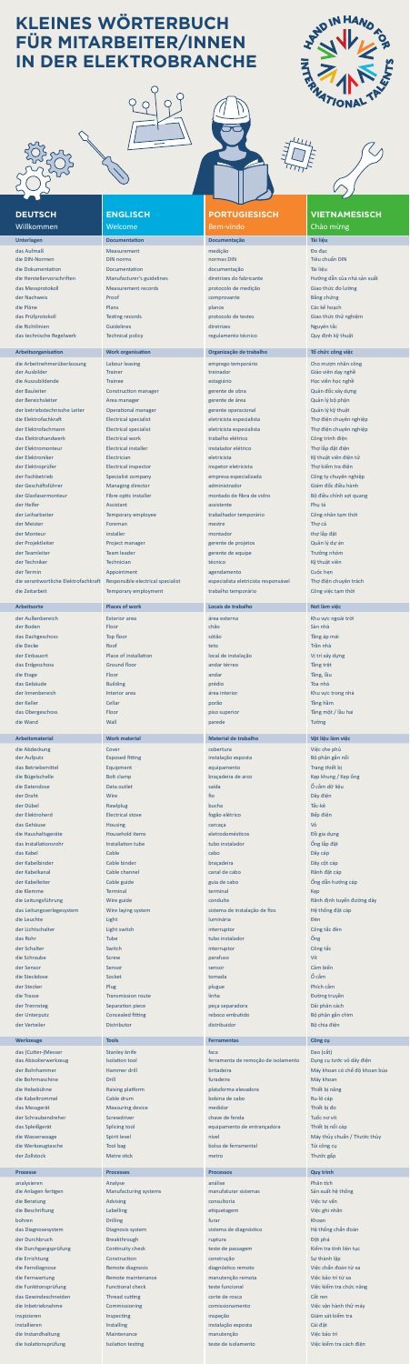# KLEINES WÖRTERBUCH FÜR MITARBEITER/INNEN IN DER ELEKTROBRANCHE

HAND IN HAND FOR INTERNATIONAL TALENTS

| DEUTSCH | ENGLISCH | PORTUGIESISCH | VIETNAMESISCH |
|---|---|---|---|
| Willkommen | Welcome | Bem-vindo | Chào mừng |
| **Unterlagen** | **Documentation** | **Documentação** | **Tài liệu** |
| das Aufmaß | Measurement | medição | Đo đạc |
| die DIN-Normen | DIN norms | normas DIN | Tiêu chuẩn DIN |
| die Dokumentation | Documentation | documentação | Tài liệu |
| die Herstellervorschriften | Manufacturer's guidelines | diretrizes do fabricante | Hướng dẫn của nhà sản xuất |
| das Messprotokoll | Measurement records | protocolo de medição | Giao thức đo lường |
| der Nachweis | Proof | comprovante | Bằng chứng |
| die Pläne | Plans | planos | Các kế hoạch |
| das Prüfprotokoll | Testing records | protocolo de testes | Giao thức thử nghiệm |
| die Richtlinien | Guidelines | diretrizes | Nguyên tắc |
| das technische Regelwerk | Technical policy | regulamento técnico | Quy định kỹ thuật |
| **Arbeitsorganisation** | **Work organisation** | **Organização de trabalho** | **Tổ chức công việc** |
| die Arbeitnehmerüberlassung | Labour leasing | emprego temporário | Cho mượn nhân công |
| der Ausbilder | Trainer | treinador | Giáo viên dạy nghề |
| der Auszubildende | Trainee | estagiário | Học viên học nghề |
| der Bauleiter | Construction manager | gerente de obra | Quản đốc xây dựng |
| der Bereichsleiter | Area manager | gerente de área | Quản lý bộ phận |
| der betriebstechnische Leiter | Operational manager | gerente operacional | Quản lý kỹ thuật |
| die Elektrofachkraft | Electrical specialist | eletricista especialista | Thợ điện chuyên nghiệp |
| der Elektrofachmann | Electrical specialist | eletricista especialista | Thợ điện chuyên nghiệp |
| das Elektrohandwerk | Electrical work | trabalho elétrico | Công trình điện |
| der Elektromonteur | Electrical installer | instalador elétrico | Thợ lắp đặt điện |
| der Elektroniker | Electrician | eletricista | Kỹ thuật viên điện tử |
| der Elektroprüfer | Electrical inspector | inspetor eletricista | Thợ kiểm tra điện |
| der Fachbetrieb | Specialist company | empresa especializada | Công ty chuyên nghiệp |
| der Geschäftsführer | Managing director | administrador | Giám đốc điều hành |
| der Glasfasermonteur | Fibre-optic installer | montador de fibra de vidro | Bộ điều chỉnh sợi quang |
| der Helfer | Assistant | assistente | Phụ tá |
| der Leiharbeiter | Temporary employee | trabalhador temporário | Công nhân tạm thời |
| der Meister | Foreman | mestre | Thợ cả |
| der Monteur | Installer | montador | thợ lắp đặt |
| der Projektleiter | Project manager | gerente de projetos | Quản lý dự án |
| der Teamleiter | Team leader | gerente de equipe | Trưởng nhóm |
| der Techniker | Technician | técnico | Kỹ thuật viên |
| der Termin | Appointment | agendamento | Cuộc hẹn |
| die verantwortliche Elektrofachkraft | Responsible electrical specialist | especialista eletricista responsável | Thợ điện chuyên trách |
| die Zeitarbeit | Temporary employment | trabalho temporário | Công việc tạm thời |
| **Arbeitsorte** | **Places of work** | **Locais de trabalho** | **Nơi làm việc** |
| der Außenbereich | Exterior area | área externa | Khu vực ngoài trời |
| der Boden | Floor | chão | Sàn nhà |
| das Dachgeschoss | Top floor | sótão | Tầng áp mái |
| die Decke | Roof | teto | Trần nhà |
| der Einbauort | Place of installation | local de instalação | Vị trí xây dựng |
| das Erdgeschoss | Ground floor | andar térreo | Tầng trệt |
| die Etage | Floor | andar | Tầng, lầu |
| das Gebäude | Building | prédio | Tòa nhà |
| der Innenbereich | Interior area | área interior | Khu vực trong nhà |
| der Keller | Cellar | porão | Tầng hầm |
| das Obergeschoss | Floor | piso superior | Tầng một / lầu hai |
| die Wand | Wall | parede | Tường |
| **Arbeitsmaterial** | **Work material** | **Material de trabalho** | **Vật liệu làm việc** |
| die Abdeckung | Cover | cobertura | Việc che phủ |
| der Aufputz | Exposed fitting | instalação exposta | Bộ phận gắn nổi |
| das Betriebsmittel | Equipment | equipamento | Trang thiết bị |
| die Bügelschelle | Bolt clamp | braçadeira de arco | Kẹp khung / Kẹp ống |
| die Datendose | Data outlet | saída | Ổ cắm dữ liệu |
| der Draht | Wire | fio | Dây điện |
| der Dübel | Rawlplug | bucha | Tắc-kê |
| der Elektroherd | Electrical stove | fogão elétrico | Bếp điện |
| das Gehäuse | Housing | carcaça | Vỏ |
| die Haushaltsgeräte | Household items | eletrodomésticos | Đồ gia dụng |
| das Installationsrohr | Installation tube | tubo instalador | Ống lắp đặt |
| das Kabel | Cable | cabo | Dây cáp |
| der Kabelbinder | Cable binder | braçadeira | Dây cột cáp |
| der Kabelkanal | Cable channel | canal de cabo | Rãnh đặt cáp |
| der Kabelleiter | Cable guide | guia de cabo | Ống dẫn hướng cáp |
| die Klemme | Terminal | terminal | Kẹp |
| der Leitungsführung | Wire guide | conduíte | Rãnh định tuyến đường dây |
| das Leitungsverlegesystem | Wire laying system | sistema de instalação de fios | Hệ thống đặt cáp |
| die Leuchte | Light | luminária | Đèn |
| der Lichtschalter | Light switch | interruptor | Công tắc đèn |
| das Rohr | Tube | tubo instalador | Ống |
| der Schalter | Switch | interruptor | Công tắc |
| die Schraube | Screw | parafuso | Vít |
| der Sensor | Sensor | sensor | Cảm biến |
| die Steckdose | Socket | tomada | Ổ cắm |
| der Stecker | Plug | plugue | Phích cắm |
| die Trasse | Transmission route | linha | Đường truyền |
| der Trennsteg | Separation piece | peça separadora | Dải phân cách |
| der Unterputz | Concealed fitting | reboco embutido | Bộ phận gắn chìm |
| der Verteiler | Distributor | distribuidor | Bộ chia điện |
| **Werkzeuge** | **Tools** | **Ferramentas** | **Công cụ** |
| das (Cutter-)Messer | Stanley knife | faca | Dao (cắt) |
| das Abisolierwerkzeug | Isolation tool | ferramenta de remoção de isolamento | Dụng cụ tước vỏ dây điện |
| der Bohrhammer | Hammer drill | britadeira | Máy khoan có chế độ khoan búa |
| die Bohrmaschine | Drill | furadeira | Máy khoan |
| die Hebebühne | Raising platform | plataforma elevadora | Thiết bị nâng |
| die Kabeltrommel | Cable drum | bobina de cabo | Ru-lô cáp |
| das Messgerät | Measuring device | medidor | Thiết bị đo |
| der Schraubendreher | Screwdriver | chave de fenda | Tuốc nơ vít |
| das Spleißgerät | Splicing tool | equipamento de entrançadora | Thiết bị nối cáp |
| die Wasserwaage | Spirit level | nível | Máy thủy chuẩn / Thước thủy |
| der Werkzeugtasche | Tool bag | bolsa de ferramental | Túi công cụ |
| der Zollstock | Metre stick | metro | Thước gập |
| **Prozesse** | **Processes** | **Processos** | **Quy trình** |
| analysieren | Analyse | analise | Phân tích |
| die Anlagen fertigen | Manufacturing systems | manufaturar sistemas | Sản xuất hệ thống |
| die Beratung | Advising | consultoria | Việc tư vấn |
| die Beschriftung | Labelling | etiquetagem | Việc ghi nhãn |
| bohren | Drilling | furar | Khoan |
| das Diagnosesystem | Diagnosis system | sistema de diagnóstico | Hệ thống chẩn đoán |
| der Durchbruch | Breakthrough | ruptura | Đột phá |
| die Durchgangsprüfung | Continuity check | teste de passagem | Kiểm tra tính liên tục |
| die Errichtung | Construction | construção | Sự thành lập |
| der Ferndiagnose | Remote diagnosis | diagnóstico remoto | Việc chẩn đoán từ xa |
| die Fernwartung | Remote maintenance | manutenção remota | Việc bảo trì từ xa |
| der Funktionsprüfung | Functional check | teste funcional | Việc kiểm tra chức năng |
| das Gewindeschneiden | Thread cutting | corte de rosca | Cắt ren |
| die Inbetriebnahme | Commissioning | comissionamento | Việc vận hành thử máy |
| inspizieren | Inspecting | inspeção | Giám sát kiểm tra |
| installieren | Installing | instalação exposta | Cài đặt |
| die Instandhaltung | Maintenance | manutenção | Việc bảo trì |
| die Isolationsprüfung | Isolation testing | teste de isolamento | Việc kiểm tra cách điện |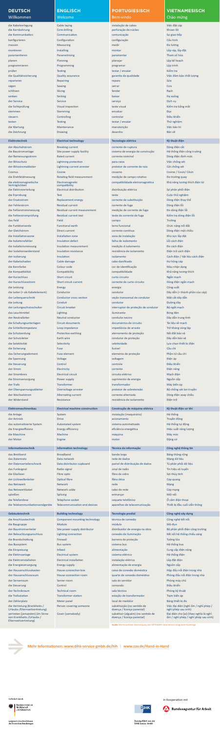| DEUTSCH | ENGLISCH | PORTUGIESISCH | VIETNAMESISCH |
|---|---|---|---|
| Willkommen | Welcome | Bem-vindo | Chào mừng |
| die Kabelverlegung | Cable laying | instalação de cabos | Việc đặt cáp |
| die Kernbohrung | Core drilling | perfuração de núcleo | Khoan lõi |
| die Kommunikation | Communication | comunicação | Sự giao tiếp |
| konfigurieren | Configuration | configuração | Cấu hình |
| messen | Measuring | medir | Đo lường |
| montieren | Installing | montar | Lắp ráp, lắp đặt |
| parametrieren | Parametrising | parametrar | Tham số hóa |
| planen | Planning | planejar | Lập kế hoạch |
| programmieren | Programming | programar | Lập trình |
| prüfen | Testing | testar / ensaiar | Kiểm tra |
| die Qualitätssicherung | Quality assurance | garantia da qualidade | Việc đảm bảo chất lượng |
| reparieren | Repairing | reparo | Sửa |
| sägen | Sawing | serrar | Cưa |
| schlitzen | Slicing | fender | Rạch |
| senken | Sinking | baixar | Hạ xuống |
| der Service | Service | serviço | Dịch vụ |
| die Sichtprüfung | Visual inspection | teste visual | Kiểm tra bằng mắt |
| stemmen | Stemming | encalcar | Đục |
| steuern | Controlling | controlar | Điều khiển |
| testen | Testing | testar / ensaiar | Thử nghiệm |
| die Wartung | Maintenance | manutenção | Việc bảo trì |
| die Zeichnung | Drawing | desenho | Bản vẽ |
| **Elektrotechnik** | **Electrical technology** | **Tecnologia elétrica** | **Kỹ thuật điện** |
| der Abschaltstrom | Breaking current | corrente de ruptura | Dòng điện cắt |
| der Baustromanlage | Site power supply facility | sistema de energia de construção | Hệ thống điện công trường |
| der Bemessungsstrom | Rated current | corrente nominal | Dòng điện định mức |
| der Blitzschutz | Lightning protection | para-raios | Việc chống sét |
| der Blitzstromableiter | Lightning current arrester | protetor de corrente de raio | Cột chống sét |
| Cosinus | Cosine | cosseno | Cosine / Cosin/ Côsin |
| die Drehfeldmessung | Rotating field measurement | medição de campo rotativo | Đo trường quay |
| die elektromagnetische Verträglichkeit | Electromagnetic compatibility | compatibilidade eletromagnética | Khả năng tương thích điện từ |
| die Elektroverteilung | Electrical distribution | distribuição elétrica | Sự phân phối điện |
| die Erprobung | Test | teste | Cuộc thử nghiệm |
| der Ersatzstrom | Replacement energy | corrente de substituição | Dòng điện thay thế |
| der Fehlerstrom | Residual current | corrente de fuga | Dòng điện lỗi |
| die Fehlerstrommessung | Residual current measurement | medição de corrente de fuga | Đo dòng điện lỗi |
| die Fehlerstromprüfung | Residual current test | teste de corrente de fuga | Kiểm tra dòng điện lỗi |
| das Feld | Field | campo | Trường |
| die Funktionserde | Functional earth | terra funcional | Chức năng nối đất |
| der Gleichstrom | Direct current | corrente contínua | Dòng điện một chiều |
| die Installationszone | Installation zone | zona de instalação | Khu vực lắp đặt |
| der Isolationsfehler | Insulation defect | falha de isolamento | Lỗi cách điện |
| die Isolationsmessung | Insulation measurement | medição de isolamento | Đo cách điện |
| der Isolationswiderstand | Insulation resistance | resistência de isolamento | Điện trở cách điện |
| die Isolierung | Insulation | isolamento | Cách điện / Vật liệu cách điện |
| der Kabelschaden | Cable damage | cabo danificado | Hư hỏng cáp |
| die Kennfarbe | Colour code | cor de identificação | Màu nhận dạng |
| die Kompatibilität | Compatibility | compatibilidade | Khả năng tương thích |
| der Kurzschluss | Short circuit | curto circuito | Ngắn mạch |
| der Kurzschlussstrom | Short circuit current | corrente de curto circuito | Dòng điện ngắn mạch |
| die Leistung | Energy | energia | Công suất |
| der Leiter (= als Kabelelement) | Conductor | condutor | Dây dẫn (= thành phần của cáp) |
| der Leiterquerschnitt | Conductor cross section | seção transversal de condutor | Mặt cắt dây dẫn |
| die Leitung | Conduit | condutor | Đường dây |
| der Leitungsschutzschalter | Circuit breaker | interruptor de proteção de condutor | Bộ ngắt mạch |
| das Leuchtmittel | Lighting | iluminante | Bóng đèn |
| der Neutralleiter | Neutral conductor | conduite neutro | Dây dẫn trung tính |
| die Schaltungsunterlagen | Circuit documents | documentos de circuito | Tài liệu về mạch |
| die Schleifenimpedanz | Loop impedance | impedância de arraste | Trở kháng vòng lặp |
| die Schutzerdung | Protective earthing | aterramento de proteção | Nối đất bảo vệ |
| der Schutzleiter | Earth wire | condutor de proteção | Dây dẫn bảo vệ |
| die Selektivität | Selectivity | selletividade | Lựa chọn thiết bị điện |
| die Sicherung | Fuse | fusível | Cầu chì |
| das Sicherungselement | Fuse element | elemento de proteção | Phần tử cầu chì |
| die Spannung | Voltage | voltagem | Điện áp |
| die Steuerung | Control | controle | Điều khiển |
| der Strom | Electricity | corrente | Điện năng |
| der Stromkreis | Electrical circuit | circuito elétrico | Mạch điện |
| die Stromversorgung | Power supply | suprimento de energia | Nguồn cấp |
| der Trafo | Transformer | transformador | Máy biến áp |
| der Überspannungsableiter | Overvoltage arrester | protetor de sobretensão | Bộ chống sét lan truyền |
| der Wechselstrom | Alternating current | corrente alternada | Dòng điện xoay chiều |
| der Widerstand | Resistance | resistência de isolamento | Điện trở |
| **Elektromaschinenbau** | **Electrical machine construction** | **Construção de máquina elétrica** | **Kỹ thuật điện cơ khí** |
| die Anlage | System | instalação (maquinário) | Hệ thống |
| der Antrieb | Drive | acionamento | Truyền động |
| das automatisierte System | Automated system | sistema automatizado | Hệ thống tự động |
| die Energieeffizienz | Energy efficiency | eficiência energética | Hiệu suất năng lượng |
| die Maschine | Machine | máquina | Máy móc |
| der Motor | Engine | motor | Động cơ |
| **Informationstechnik** | **Information technology** | **Técnica da informação** | **Công nghệ thông tin** |
| das Breitband | Broadband | banda larga | Băng thông rộng |
| das Datennetz | Data network | rede de dados | Mạng dữ liệu |
| der Datenverteilerschrank | Data distributor cupboard | painel de distribuição de dados | Tủ phân phối dữ liệu |
| das Funksignal | Radio signal | sinal de rádio | Tín hiệu vô tuyến |
| die Glasfaser | Fibre optic | fibra de vidro | Sợi thủy tinh |
| der Lichtwellenleiter | Optical fibre | fibra ótica | Cáp quang |
| das Netzwerk | Network | rede | Mạng |
| das Netzwerkkabel | Network cable | cabo de rede | Cáp mạng |
| spleißen | Splicing | entrançar | Mối nối |
| die Telefondose | Telephone socket | soquete telefônico | Ổ cắm điện thoại |
| der Telekommunikationsendgeräte | Telecommunication end devices | aparelhos de telecomunicação | Thiết bị đầu cuối viễn thông |
| **Gebäudetechnik** | **Building technology** | **Tecnologia predial** | **Công nghệ xây dựng** |
| die Anschlusstechnik | Component mounting technology | técnica de conexão | Công nghệ kết nối |
| die Baugruppe | Module | módulo | Mô-đun |
| der Baustromverteiler | Site power supply distributor | distribuidor de energia na obra | Bộ phân phối điện công trường |
| der Beleuchtungsanschluss | Lighting connection | conexão de iluminação | Kết nối hệ thống chiếu sáng |
| die Brandschottung | Firewall | barreira de proteção | Tường lửa |
| das Bussystem | Bus system | sistema bus | Hệ thống bus |
| die Einspeisung | Infeed | alimentação | Cung cấp điện năng |
| die Elektroanlage | Electrical system | sistema elétrico | Hệ thống điện |
| die Elektroinstallation | Electrical installation | instalação elétrica | Lắp đặt điện |
| die Energieversorgung | Energy supply | alimentação de energia | Nguồn cấp |
| der Hausanschlusskasten | House connection box | caixa de conexão doméstica | Hộp đấu nối điện trong nhà |
| der Hausanschlussraum | House connection room | quarto de conexão doméstica | Phòng đấu nối điện trong nhà |
| der Serverraum | Server room | sala do servidor | Phòng máy chủ |
| die Steuerung | Control | comando | Điều khiển |
| der Technikraum | Technical room | sala técnica | Phòng kỹ thuật |
| die Trafostation | Transformer station | estação de transformador | Trạm biến áp |
| der Zählerplatz | Meter panel | local do medidor | Bảng thiết bị đo |
| die Vertretung (Krankheits-/Urlaubs-/Elternzeitvertretung) | Person covering someone | substituição (no sentido de doença / licença parental) | Việc đại diện (nghỉ ốm / nghỉ phép / nghỉ phép sau sinh) |
| vertreten (jemanden) (im Sinne von Krankheits-/Urlaubs-/Elternzeitvertretung) | Cover (somebody) | substituir (alguém) (no sentido de doença / licença parental) | Đại diện cho (ai) (theo nghĩa là nghỉ ốm / nghỉ phép / nghỉ phép sau sinh) |

Quelle: Mit freundlicher Genehmigung vom NETZWERK Unternehmen integrieren Flüchtlinge

Mehr Informationen: www.dihk-service-gmbh.de/hih | www.zav.de/Hand-in-Hand

Gefördert durch: Bundesministerium für Wirtschaft und Klimaschutz

aufgrund eines Beschlusses des Deutschen Bundestages

Durchgeführt von der DIHK Service GmbH

in Kooperation mit Bundesagentur für Arbeit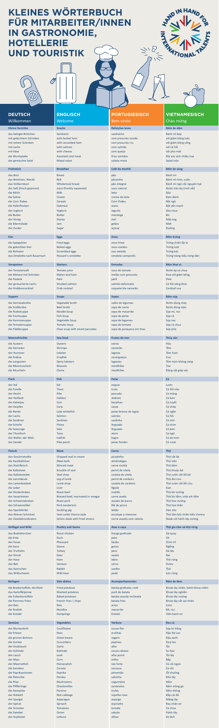# KLEINES WÖRTERBUCH FÜR MITARBEITER/INNEN IN GASTRONOMIE, HOTELLERIE UND TOURISTIK

HAND IN HAND FOR INTERNATIONAL TALENTS

| DEUTSCH | ENGLISCH | PORTUGIESISCH | VIETNAMESISCH |
|---|---|---|---|
| Willkommen | Welcome | Bem-vindo | Chào mừng |
| **Kleine Gerichte** | **Snacks** | **Refeições leves** | **Món ăn dặm** |
| das belegte Brötchen | Sandwich | sanduíche | Bánh mì kẹp |
| mit gekochtem Schinken | with boiled ham | com presunto cozido | với giăm bông luộc |
| mit rohem Schinken | with uncooked ham | com presunto cru | với giăm bông sống |
| mit Lachs | with salmon | com salmão | với cá hồi |
| mit Käse | with cheese | com queijo | với pho mát |
| die Wurstplatte | Assorted cold meat | frios sortidos | Đĩa xúc xích nhiều loại |
| der gemischte Salat | Mixed salad | salada mista | Salad trộn |
| **Frühstück** | **Breakfast** | **Café da manhã** | **Món ăn sáng** |
| das Brot | Bread | pão | Bánh mì |
| das Brötchen, Weckli | Roll | pãozinho | Bánh mì tròn, cuộn |
| das Vollkornbort | Wholemeal bread | pão integral | Bánh mì ngũ cốc nguyên hạt |
| der Saft (frisch gepresst) | Juice (freshly squeezed) | suco natural | Nước trái cây (mới vắt) |
| die Milch | Milk | leite | Sữa |
| die Sahne | Cream | creme de leite | Kem đánh |
| die Corn Flakes | Cereals | Corn Flakes | Bột ngô |
| die Haferflocken | Oatmeal | aveia | Bột yến mạch |
| der Joghurt | Yoghurt | iogurte | Sữa chua |
| die Butter | Butter | manteiga | Bơ |
| der Honig | Honey | mel | Mật ong |
| die Marmelade | Jam | geleia | Mứt |
| der Zucker | Sugar | açúcar | Đường |
| **Eier** | **Eggs** | **Ovos** | **Món trứng** |
| die Spiegeleier | Fried eggs | ovos fritos | Trứng chiên ốp la |
| die gekochten Eier | Boiled eggs | ovos cozidos | Trứng luộc |
| die Rühreier | Scrambled eggs | ovo mexido | Trứng bác |
| das Omelette nach Bauernart | Peasant's omelette | omelete camponês | Trứng tráng kiểu nông dân |
| **Vorspeisen** | **Starters** | **Entradas** | **Món khai vị** |
| der Tomatensaft | Tomato juice | suco de tomate | Nước ép cà chua |
| die Melone mit Schinken | Melon and ham | melão com presunto | Dưa với giăm bông |
| die Pastete | Paté | patê | Pate |
| der geräucherte Lachs | Smoked salmon | salmão defumado | Cá hồi xông khói |
| der Krabbencocktail | Crab cocktail | coquetel de camarão | Cocktail cua |
| **Suppen** | **Soups** | **Sopas** | **Món súp** |
| die Gemüsebrühe | Vegetable broth | caldo de legumes | Nước dùng chay |
| die Kraftbrühe | Beef broth | sopa de carne | Nước dùng mặn |
| die Nudelsuppe | Noodle Soup | sopa de macarrão | Súp mì, nui |
| die Fischsuppe | Fish Soup | sopa de peixe | Súp cá |
| die Gemüsesuppe | Vegetable Soup | sopa de legumes | Súp rau |
| die Tomatensuppe | Tomato Soup | sopa de tomate | Súp cà chua |
| die Flädlesuppe | Clear soup with sliced pancakes | sopa de panqueca em tiras | Súp pita |
| **Meeresfrüchte** | **Sea-food** | **Frutos do mar** | **Thủy sản** |
| die Austern | Oysters | ostras | Hàu |
| die Garnelen | Shrimps | camarão | Tôm |
| der Hummer | Lobster | lagosta | Tôm hùm |
| die Krebse | Crayfish | caranguejos | Cua |
| die Langusten | Spiny lobsters | lagostas | Tôm hùm không càng |
| die Miesmuscheln | Mussels | mexilhões | Trai |
| die Muscheln | Clams | mexilhões | Động vật giáp xác |
| **Fisch** | **Fish** | **Peixe** | **Cá** |
| der Aal | Eel | enguia | Lươn |
| die Forelle | Trout | truta | Cá hồi nâu |
| der Hecht | Pike | pescada | Cá măng |
| der Heilbutt | Halibut | alabote | Cá bơn |
| der Kabeljau | Cod | bacalhau | Cá tuyết |
| der Karpfen | Carp | carpa | Cá chép |
| die Renke | Lake whitefish | peixe branco de lagoa | Cá ngần |
| der Lachs | Salmon | salmão | Cá hồi |
| die Sardinen | Sardines | sardinha | Cá mòi |
| die Scholle | Plaice | linguado | Cá chim |
| die Seezunge | Sole | linguado | Cá bơn |
| der Thunfisch | Tuna | atum | Cá ngừ |
| der Waller, der Wels | Catfish | bagre | Cá da trơn |
| der Zander | Pike-perch | peixe Zander | Cá vược |
| **Fleisch** | **Meat** | **Carne** | **Thịt** |
| das Geschnetzelte | Chipped veal in cream | picadinho | Thịt cắt lát |
| das Hackbällchen | Meat balls | almôndegas | Thịt viên |
| das Hackfleisch | Minced meat | carne moída | Thịt băm |
| die Kalbshaxe | Knuckle of veal | pernil de vitela | Thịt khuỷu bê |
| das Kalbskotelett | Veal chop | costela de vitela | Thịt sườn cốt lết bê |
| die Lammkeule | Leg of lamb | pernil de cordeiro | Thịt đùi cừu |
| das Lammkotelett | Lamb chop | costela de cordeiro | Thịt sườn cốt lết cừu |
| die Leber | Liver | fígado | Gan |
| der Rinderbraten | Roast beef | rosbife | Thịt bò nướng |
| der Sauerbraten | Braised beef, marinated in vinegar | carne azeda | Thịt bò hầm, ướp với dấm |
| der Schweinebraten | Roast pork | assado de porco | Thịt heo nướng |
| das Schweinefilet | Pork tenderloin | filé de porco | Thịt heo thăn |
| das Spanferkel | Suckling pig | leitão | Heo sữa |
| das Wiener Schnitzel | Veal cutlet Vienna style | escalope a vienense | Thịt tẩm bột chiên kiểu Vienna |
| der Zwiebelrostbraten | Sirloin steak with fried onions | carne assada com cebola | Steak với hành tây nướng |
| **Geflügel und Wild** | **Poultry and Game** | **Aves e caça** | **Thịt gia cầm và thịt rừng** |
| das Brathähnchen | Roast chicken | frango grelhado | Gà quay |
| die Ente | Duck | pato | Vịt |
| der Fasan | Pheasant | faisão | Chim trĩ |
| die Gans | Goose | ganso | Ngỗng |
| der Truthahn | Turkey | peru | Gà tây |
| der Hirsch | Deer | veado | Nai |
| der Hase | Hare | lebre | Thỏ rừng |
| das Reh | Venison | cervo | Hươu |
| das Kaninchen | Rabbit | coelho | Thỏ |
| das Wildschwein | Wild boar | javali | Lợn rừng |
| **Beilagen** | **Side dishes** | **Acompanhamentos** | **Món ăn kèm** |
| die Bratkartoffeln, die Rösti | Fried potatoes | batata grelhada, rosti | Khoai tây chiên, bánh khoai chiên |
| das Kartoffelpüree | Mashed potatoes | purê de batata | Khoai tây nghiền |
| die Ofenkartoffeln | Baked potatoes | batata assada recheada | Khoai tây nướng |
| die Pommes frites | French fries \| chips | batata frita | Khoai tây cắt sợi chiên |
| der Reis | Rice | arroz | Cơm |
| die Nudeln | Noodles | macarrão | Mì, nui |
| der Knödel | Dumplings | Knödel | Viên bánh mì |
| **Gemüse** | **Vegetables** | **Verdura** | **Rau củ** |
| der Blumenkohl | Cauliflower | couve-flor | Súp lơ trắng |
| die Erbsen | Peas | ervilhas | Đậu Hà Lan |
| die grünen Bohnen | Green beans | vagem | Đậu xanh |
| die Gurken | Cucumbers | pepinos | Dưa leo |
| der Knoblauch | Garlic | alho | Tỏi |
| der Kohlrabi | Kohlrabi | couve rabano | Su hào |
| der Lauch | Leek | alho porró | Tỏi tây |
| der Mais | Corn | milho | Bắp |
| der Meerrettich | Horseradish | raiz forte | Củ cải ngựa |
| die Karotten | Carrots | cenoura | Cà rốt |
| die Paprikaschoten | Paprika | pimentão | Ớt chuông |
| die Petersilie | Parsley | salsinha | Mùi tây |
| die Pilze | Mushrooms | cogumelos | Nấm |
| die Pfifferlinge | Chanterelles | cantarelos | Nấm mồng gà |
| die Steinpilze | Porcino | trufas | Nấm thông |
| der Rotkohl | Red cabbage | repolho roxo | Bắp cải đỏ |
| der Spargel | Asparagus | aspargo | Măng tây |
| der Spinat | Spinach | espinafre | Rau chân vịt |
| die Tomaten | Tomatoes | tomate | Cà chua |
| die Zwiebel | Onion | cebola | Hành tây |
| der Kopfsalat | Lettuce | alface | Xà lách |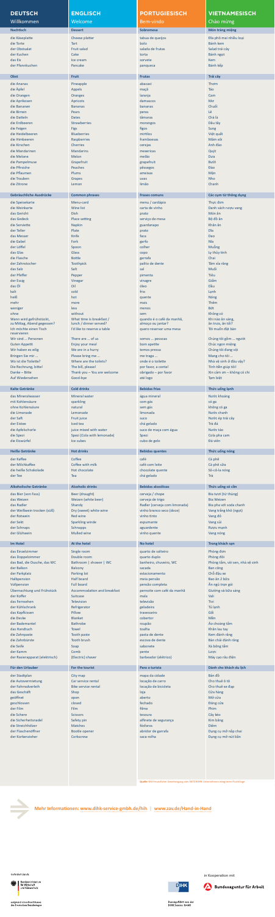| DEUTSCH | ENGLISCH | PORTUGIESISCH | VIETNAMESISCH |
|---|---|---|---|
| Willkommen | Welcome | Bem-vindo | Chào mừng |
| **Nachtisch** | **Dessert** | **Sobremesa** | **Món tráng miệng** |
| die Käseplatte | Cheese platter | tabua de queijos | Đĩa phô mai nhiều loại |
| die Torte | Tart | bolo | Bánh kem |
| der Obstsalat | Fruit salad | salada de frutas | Salad trái cây |
| der Kuchen | Cake | torta | Bánh ngọt |
| das Eis | Ice cream | sorvete | Kem |
| der Pfannkuchen | Pancake | panqueca | Bánh kếp |
| **Obst** | **Fruit** | **Frutas** | **Trái cây** |
| die Ananas | Pineapple | abacaxi | Thơm |
| die Äpfel | Appels | maçã | Táo |
| die Orangen | Oranges | laranja | Cam |
| die Aprikosen | Apricots | damascos | Mơ |
| die Bananen | Bananas | bananas | Chuối |
| die Birnen | Pears | peras | Lê |
| die Datteln | Dates | tâmaras | Chà là |
| die Erdbeeren | Strawberries | morangos | Dâu tây |
| die Feigen | Figs | figos | Sung |
| die Heidelbeeren | Blueberries | mirtilos | Việt quất |
| die Himbeeren | Raspberries | framboesas | Mâm xôi |
| die Kirschen | Cherries | cerejas | Anh đào |
| die Mandarinen | Mandarins | mexericas | Quýt |
| die Melone | Melon | melão | Dưa |
| die Pampelmuse | Grapefruit | grapefruit | Bưởi |
| die Pfirsiche | Peaches | pêssegos | Đào |
| die Pflaumen | Plums | ameixas | Mận |
| die Trauben | Grapes | uvas | Nho |
| die Zitrone | Lemon | limão | Chanh |
| **Gebräuchliche Ausdrücke** | **Common phrases** | **Frases comuns** | **Các cụm từ thông dụng** |
| die Speisekarte | Menu-card | menu / cardápio | Thực đơn |
| die Weinkarte | Wine list | carta de vinho | Danh sách rượu vang |
| das Gericht | Dish | prato | Món ăn |
| das Gedeck | Place setting | serviço de mesa | Bộ đồ ăn |
| die Serviette | Napkin | guardanapo | Khăn ăn |
| der Teller | Plate | prato | Đĩa |
| das Messer | Knife | faca | Dao |
| die Gabel | Fork | garfo | Nĩa |
| der Löffel | Spoon | colher | Muỗng |
| das Glas | Glass | copo | Ly thủy tinh |
| die Flasche | Bottle | garrafa | Chai |
| der Zahnstocher | Toothpick | palito de dente | Tăm xỉa răng |
| das Salz | Salt | sal | Muối |
| der Pfeffer | Pepper | pimenta | Tiêu |
| der Essig | Vinegar | vinagre | Giấm |
| das Öl | Oil | óleo | Dầu |
| kalt | cold | frio | Lạnh |
| heiß | hot | quente | Nóng |
| mehr | more | mais | Thêm |
| weniger | less | menos | Bớt |
| ohne | without | sem | Không có |
| Wann wird gefrühstückt, zu Mittag, Abend gegessen? | What time is breakfast / lunch / dinner served? | quando é o café da manhã, almoço ou jantar? | Khi nào ăn sáng, ăn trưa, ăn tối? |
| Ich möchte einen Tisch reservieren | I'd like to reserve a table | quero reservar uma mesa | Tôi muốn đặt bàn |
| Wir sind … Personen | There are … of us | somos … pessoas | Chúng tôi gồm … người |
| Guten Appetit | Enjoy your meal | bom apetite | Chúc ngon miệng |
| Wir haben es eilig | We are in a hurry | temos pressa | Chúng tôi đang vội |
| Bringen Sie mir … | Please bring me … | me traga … | Mang cho tôi … |
| Wo ist die Toilette? | Where are the toilets? | onde é o toilette | Nhà vệ sinh ở đâu vậy? |
| Die Rechnung, bitte! | The bill, please! | por favor, a conta! | Tính tiền giùm tôi! |
| Danke – Bitte | Thank you – You are welcome | obrigado – por favor | Xin cám ơn – không có chi |
| Auf Wiedersehen | Good-bye | até logo | Tạm biệt |
| **Kalte Getränke** | **Cold drinks** | **Bebidas frias** | **Thức uống lạnh** |
| das Mineralwasser | Mineral water | água mineral | Nước khoáng |
| mit Kohlensäure | sparkling | com gás | có ga |
| ohne Kohlensäure | natural | sem gás | không có ga |
| die Limonade | Lemonade | limonada | Nước chanh |
| der Saft | Fruit juice | suco | Nước ép trái cây |
| der Eistee | Iced tea | chá gelado | Trà đá |
| die Apfelschorle | Juice mixed with water | suco de maça com água | Nước táo |
| die Spezi | Spezi (Cola with lemonade) | Spezi | Cola pha cam |
| die Eiswürfel | Ice cubes | cubo de gelo | Đá viên |
| **Heiße Getränke** | **Hot drinks** | **Bebidas quentes** | **Thức uống nóng** |
| der Kaffee | Coffee | café | Cà phê |
| der Milchkaffee | Coffee with milk | café com leite | Cà phê sữa |
| der heiße Schokolade | Hot chocolate | chocolate quente | Sô-cô-la nóng |
| der Tee | Tea | chá gelado | Trà |
| **Alkoholische Getränke** | **Alcoholic drinks** | **Bebidas alcoólicas** | **Thức uống có cồn** |
| das Bier (vom Fass) | Beer (draught) | cerveja / chope | Bia tươi (từ thùng) |
| das Weizen | Weizen (white beer) | cerveja de trigo | Bia Weizen |
| das Radler | Shandy | Radler (cerveja com limonada) | Bia pha với soda chanh |
| der Weißwein trocken (süß) | Dry (sweet) white wine | vinho branco seco (doce) | Vang trắng khô (ngọt) |
| der Rotwein | Red wine | vinho tinto | Vang đỏ |
| der Sekt | Sparkling winde | espumante | Vang sủi |
| der Schnaps | Schnapps | aguardente | Rượu mạnh |
| der Glühwein | Mulled wine | vinho quente | Vang nóng |
| **Im Hotel** | **At the hotel** | **No hotel** | **Trong khách sạn** |
| das Einzelzimmer | Single room | quarto de solteiro | Phòng đơn |
| das Doppelzimmer | Double room | quarto duplo | Phòng đôi |
| das Bad, die Dusche, das WC | Bathroom \| shower \| WC | banheiro, chuveiro, WC | Phòng tắm, vòi sen, nhà vệ sinh |
| der Balkon | Balcony | sacada | Ban công |
| der Parkplatz | Parking lot | estacionamento | Chỗ đậu xe |
| Halbpension | Half board | meia pensão | Bao ăn 2 bữa |
| Vollpension | Full board | pensão completa | Ăn ngủ trọn gói |
| Übernachtung und Frühstück | Accommodation and breakfast | pernoite com café da manhã | Giường và bữa sáng |
| der Koffer | Suitcase | mala | Vali |
| der Fernsehen | Television | televisão | Tivi |
| der Kühlschrank | Refrigerator | geladeira | Tủ lạnh |
| das Kopfkissen | Pillow | travesseiro | Gối |
| die Decke | Blanket | cobertor | Mền |
| der Bademantel | Bathrobe | roupão | Áo choàng tắm |
| das Handtuch | Towel | toalha | Khăn lau tay |
| die Zahnpaste | Tooth paste | pasta de dente | Kem đánh răng |
| die Zahnbürste | Tooth brush | escova de dente | Bàn chải đánh răng |
| die Seife | Soap | sabonete | Xà bông tắm |
| der Kamm | Comb | pente | Lược |
| der Rasierapparat (elektrisch) | (Electric) shaver | barbeador (elétrico) | Máy cạo râu điện |
| **Für den Urlauber** | **For the tourist** | **Para o turista** | **Dành cho khách du lịch** |
| der Stadtplan | City map | mapa da cidade | Bản đồ |
| die Autovermietung | Car service rental | locação de carro | Cho thuê ô tô |
| der Fahrradverleih | Bike service rental | locação de bicicleta | Cho thuê xe đạp |
| das Geschäft | Shop | loja | Cửa hàng |
| geöffnet | open | aberto | Mở cửa |
| geschlossen | closed | fechado | Đóng cửa |
| der Film | Film | filme | Phim |
| die Schere | Scissors | tesoura | Cây kéo |
| die Sicherheitsnadel | Safety pin | alfinete de segurança | Kim băng |
| der Streichhölzer | Matches | fósforos | Diêm |
| der Flaschenöffner | Bottle opener | abridor de garrafa | Dụng cụ mở nắp chai |
| der Korkenzieher | Corkscrew | saca-rolha | Dụng cụ mở nút bần |

Quelle: Mit freundlicher Genehmigung von NETZWERK Unternehmen integrieren Flüchtlinge

Mehr Informationen: www.dihk-service-gmbh.de/hih | www.zav.de/Hand-in-Hand

Gefördert durch: Bundesministerium für Wirtschaft und Klimaschutz

aufgrund eines Beschlusses des Deutschen Bundestages

Durchgeführt von der DIHK Service GmbH

in Kooperation mit Bundesagentur für Arbeit